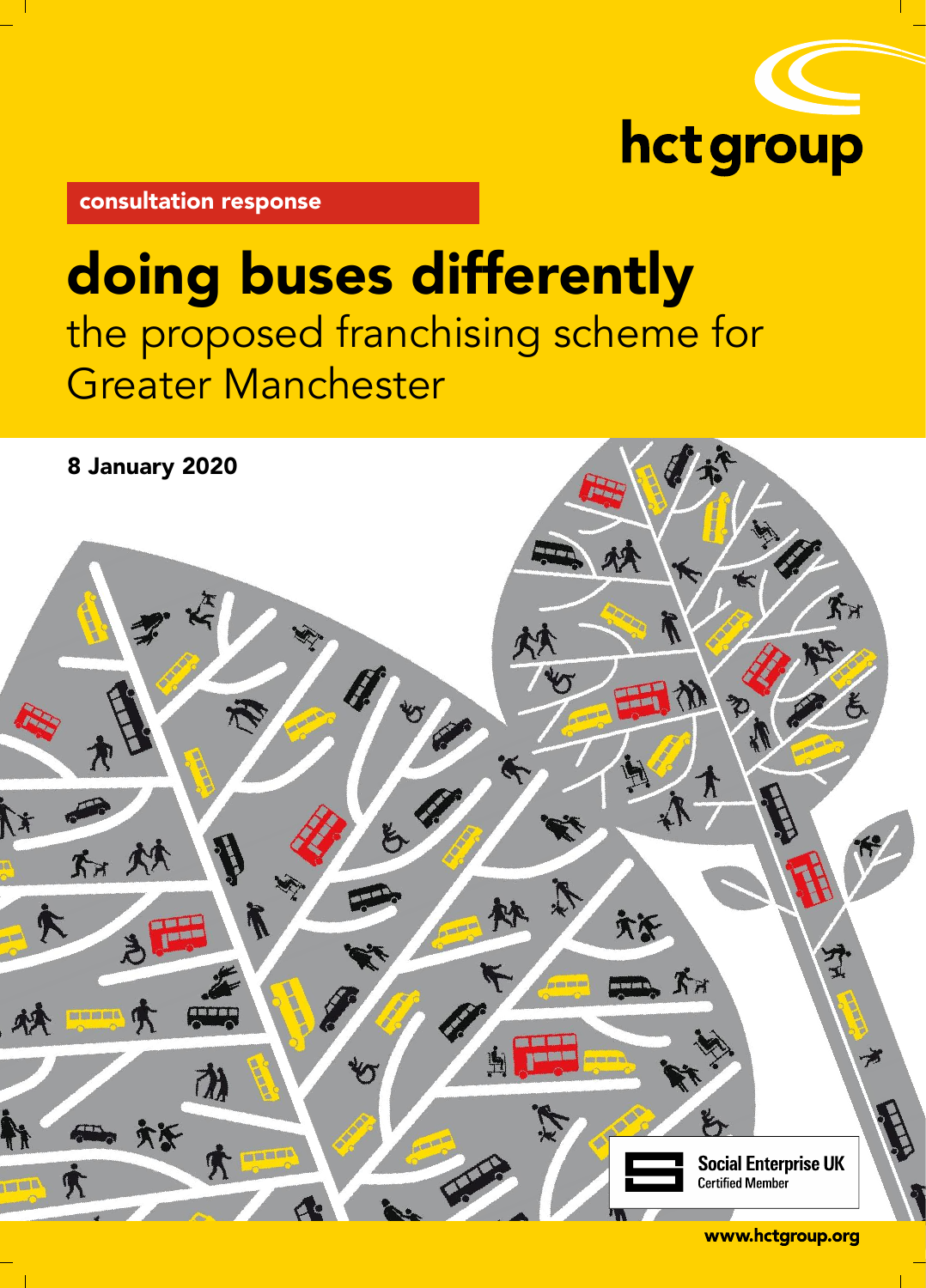hct group

consultation response

# doing buses differently

## the proposed franchising scheme for Greater Manchester

**8 January 2020**

Social Enterprise UK
Certified Member

www.hctgroup.org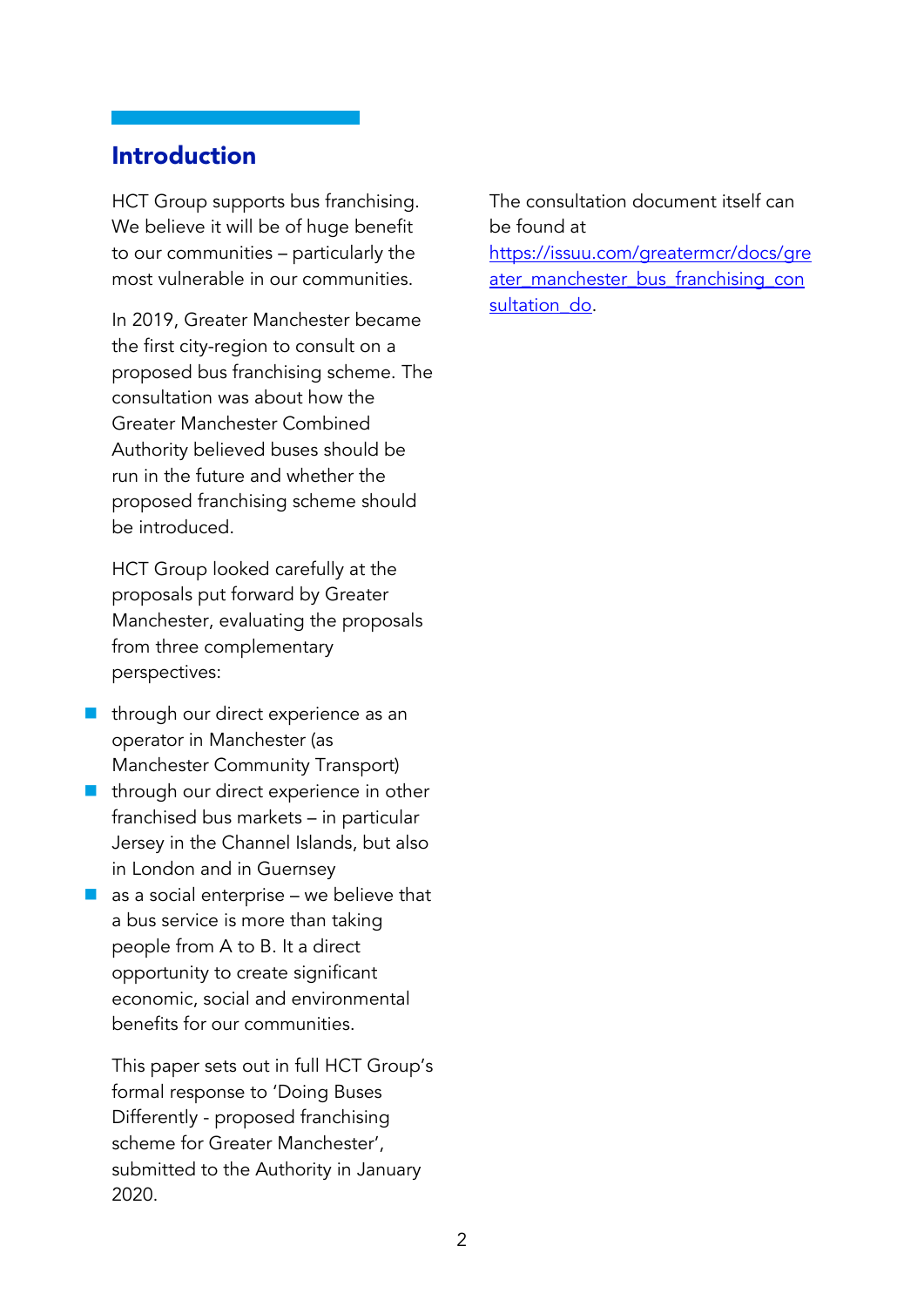## Introduction

HCT Group supports bus franchising. We believe it will be of huge benefit to our communities – particularly the most vulnerable in our communities.

In 2019, Greater Manchester became the first city-region to consult on a proposed bus franchising scheme. The consultation was about how the Greater Manchester Combined Authority believed buses should be run in the future and whether the proposed franchising scheme should be introduced.

HCT Group looked carefully at the proposals put forward by Greater Manchester, evaluating the proposals from three complementary perspectives:

- through our direct experience as an operator in Manchester (as Manchester Community Transport)
- through our direct experience in other franchised bus markets – in particular Jersey in the Channel Islands, but also in London and in Guernsey
- as a social enterprise – we believe that a bus service is more than taking people from A to B. It a direct opportunity to create significant economic, social and environmental benefits for our communities.

This paper sets out in full HCT Group's formal response to 'Doing Buses Differently - proposed franchising scheme for Greater Manchester', submitted to the Authority in January 2020.

The consultation document itself can be found at [https://issuu.com/greatermcr/docs/greater_manchester_bus_franchising_consultation_do](https://issuu.com/greatermcr/docs/greater_manchester_bus_franchising_consultation_do).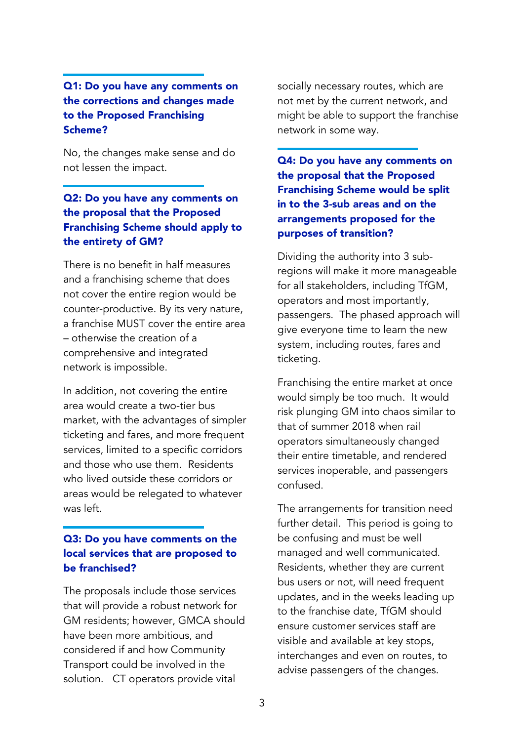### Q1: Do you have any comments on the corrections and changes made to the Proposed Franchising Scheme?

No, the changes make sense and do not lessen the impact.

### Q2: Do you have any comments on the proposal that the Proposed Franchising Scheme should apply to the entirety of GM?

There is no benefit in half measures and a franchising scheme that does not cover the entire region would be counter-productive. By its very nature, a franchise MUST cover the entire area – otherwise the creation of a comprehensive and integrated network is impossible.

In addition, not covering the entire area would create a two-tier bus market, with the advantages of simpler ticketing and fares, and more frequent services, limited to a specific corridors and those who use them. Residents who lived outside these corridors or areas would be relegated to whatever was left.

### Q3: Do you have comments on the local services that are proposed to be franchised?

The proposals include those services that will provide a robust network for GM residents; however, GMCA should have been more ambitious, and considered if and how Community Transport could be involved in the solution. CT operators provide vital socially necessary routes, which are not met by the current network, and might be able to support the franchise network in some way.

### Q4: Do you have any comments on the proposal that the Proposed Franchising Scheme would be split in to the 3-sub areas and on the arrangements proposed for the purposes of transition?

Dividing the authority into 3 sub-regions will make it more manageable for all stakeholders, including TfGM, operators and most importantly, passengers. The phased approach will give everyone time to learn the new system, including routes, fares and ticketing.

Franchising the entire market at once would simply be too much. It would risk plunging GM into chaos similar to that of summer 2018 when rail operators simultaneously changed their entire timetable, and rendered services inoperable, and passengers confused.

The arrangements for transition need further detail. This period is going to be confusing and must be well managed and well communicated. Residents, whether they are current bus users or not, will need frequent updates, and in the weeks leading up to the franchise date, TfGM should ensure customer services staff are visible and available at key stops, interchanges and even on routes, to advise passengers of the changes.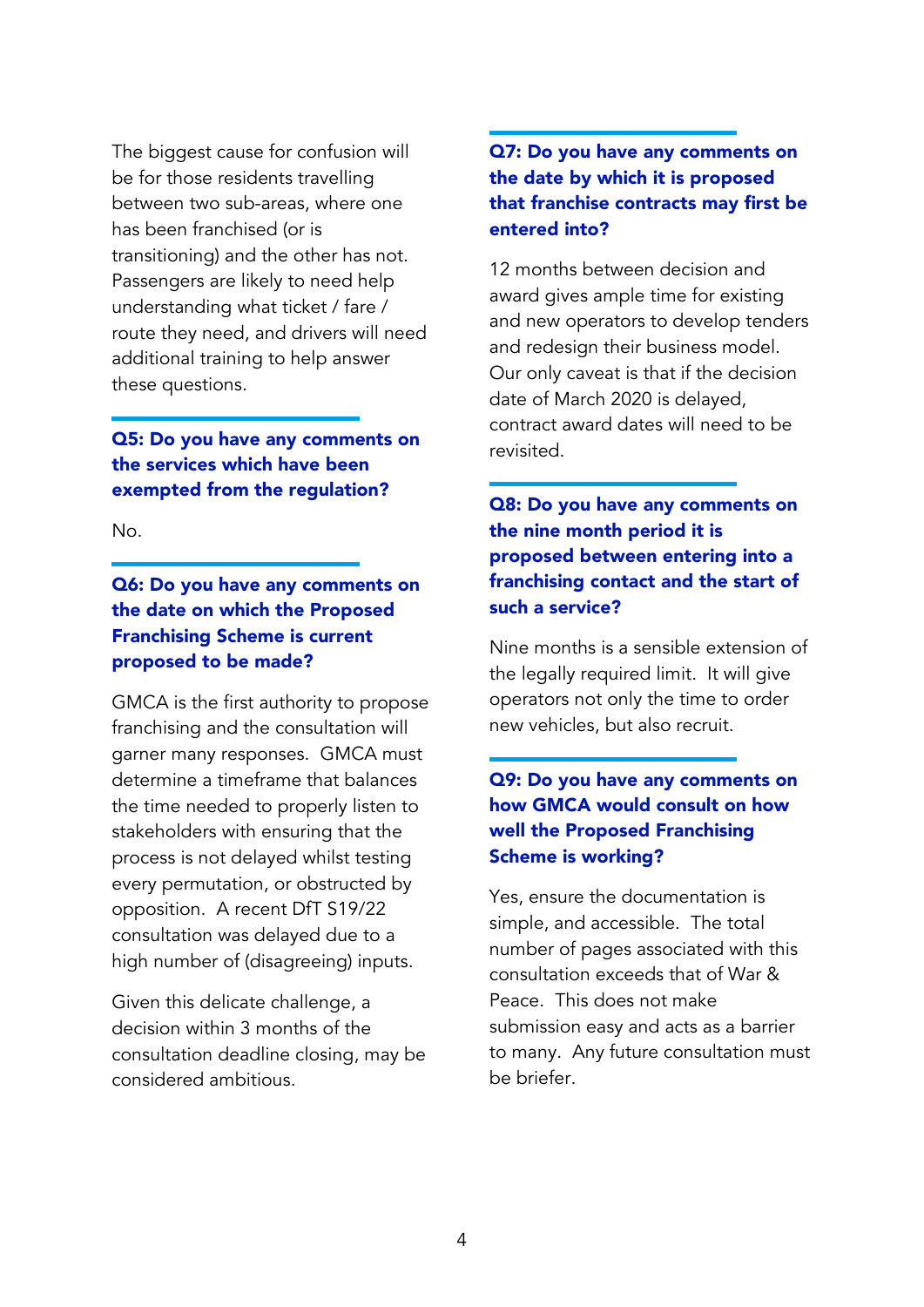The biggest cause for confusion will be for those residents travelling between two sub-areas, where one has been franchised (or is transitioning) and the other has not. Passengers are likely to need help understanding what ticket / fare / route they need, and drivers will need additional training to help answer these questions.

### Q5: Do you have any comments on the services which have been exempted from the regulation?

No.

### Q6: Do you have any comments on the date on which the Proposed Franchising Scheme is current proposed to be made?

GMCA is the first authority to propose franchising and the consultation will garner many responses. GMCA must determine a timeframe that balances the time needed to properly listen to stakeholders with ensuring that the process is not delayed whilst testing every permutation, or obstructed by opposition. A recent DfT S19/22 consultation was delayed due to a high number of (disagreeing) inputs.

Given this delicate challenge, a decision within 3 months of the consultation deadline closing, may be considered ambitious.

### Q7: Do you have any comments on the date by which it is proposed that franchise contracts may first be entered into?

12 months between decision and award gives ample time for existing and new operators to develop tenders and redesign their business model. Our only caveat is that if the decision date of March 2020 is delayed, contract award dates will need to be revisited.

### Q8: Do you have any comments on the nine month period it is proposed between entering into a franchising contact and the start of such a service?

Nine months is a sensible extension of the legally required limit. It will give operators not only the time to order new vehicles, but also recruit.

### Q9: Do you have any comments on how GMCA would consult on how well the Proposed Franchising Scheme is working?

Yes, ensure the documentation is simple, and accessible. The total number of pages associated with this consultation exceeds that of War & Peace. This does not make submission easy and acts as a barrier to many. Any future consultation must be briefer.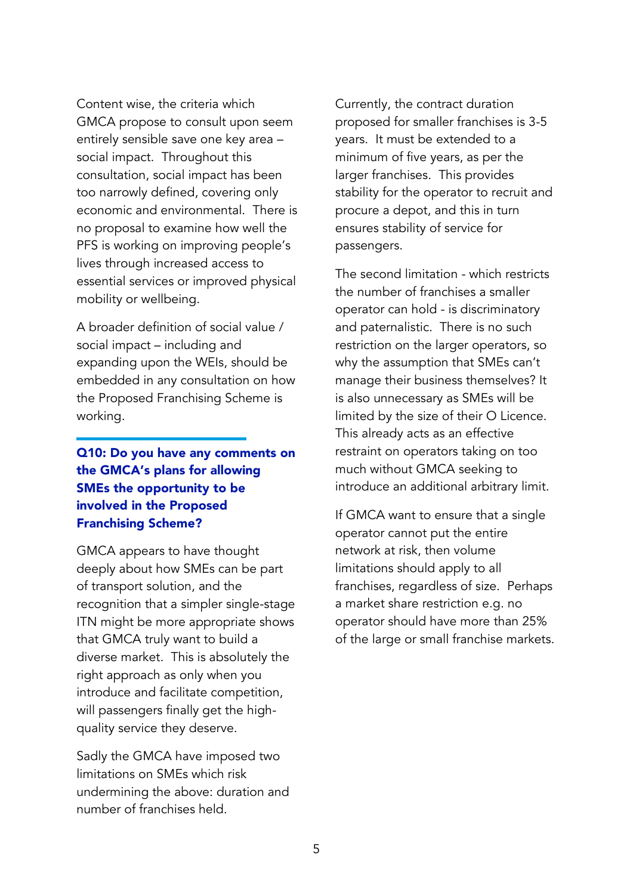Content wise, the criteria which GMCA propose to consult upon seem entirely sensible save one key area – social impact. Throughout this consultation, social impact has been too narrowly defined, covering only economic and environmental. There is no proposal to examine how well the PFS is working on improving people's lives through increased access to essential services or improved physical mobility or wellbeing.

A broader definition of social value / social impact – including and expanding upon the WEIs, should be embedded in any consultation on how the Proposed Franchising Scheme is working.

### Q10: Do you have any comments on the GMCA's plans for allowing SMEs the opportunity to be involved in the Proposed Franchising Scheme?

GMCA appears to have thought deeply about how SMEs can be part of transport solution, and the recognition that a simpler single-stage ITN might be more appropriate shows that GMCA truly want to build a diverse market. This is absolutely the right approach as only when you introduce and facilitate competition, will passengers finally get the high-quality service they deserve.

Sadly the GMCA have imposed two limitations on SMEs which risk undermining the above: duration and number of franchises held.

Currently, the contract duration proposed for smaller franchises is 3-5 years. It must be extended to a minimum of five years, as per the larger franchises. This provides stability for the operator to recruit and procure a depot, and this in turn ensures stability of service for passengers.

The second limitation - which restricts the number of franchises a smaller operator can hold - is discriminatory and paternalistic. There is no such restriction on the larger operators, so why the assumption that SMEs can't manage their business themselves? It is also unnecessary as SMEs will be limited by the size of their O Licence. This already acts as an effective restraint on operators taking on too much without GMCA seeking to introduce an additional arbitrary limit.

If GMCA want to ensure that a single operator cannot put the entire network at risk, then volume limitations should apply to all franchises, regardless of size. Perhaps a market share restriction e.g. no operator should have more than 25% of the large or small franchise markets.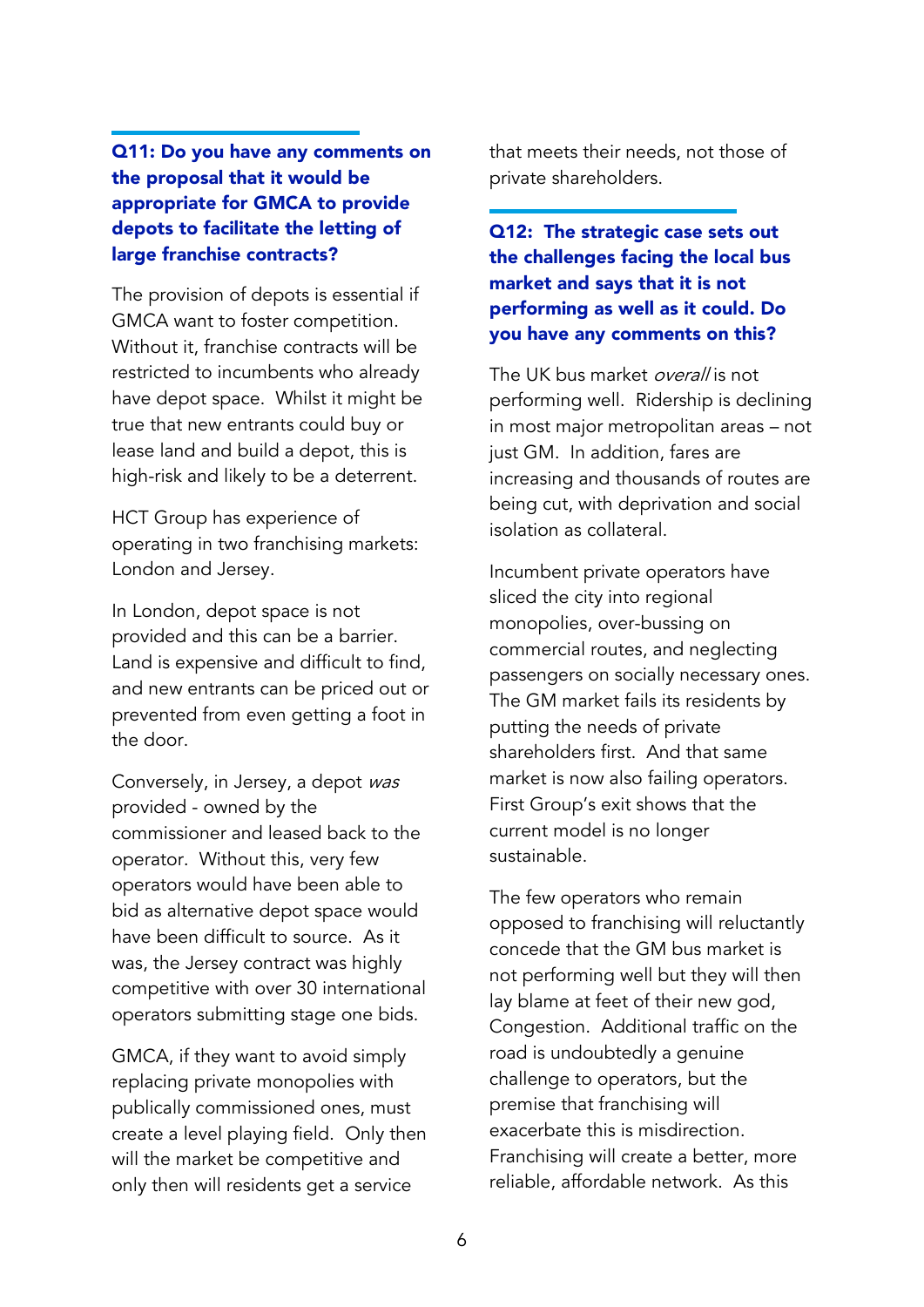**Q11: Do you have any comments on the proposal that it would be appropriate for GMCA to provide depots to facilitate the letting of large franchise contracts?**

The provision of depots is essential if GMCA want to foster competition. Without it, franchise contracts will be restricted to incumbents who already have depot space. Whilst it might be true that new entrants could buy or lease land and build a depot, this is high-risk and likely to be a deterrent.

HCT Group has experience of operating in two franchising markets: London and Jersey.

In London, depot space is not provided and this can be a barrier. Land is expensive and difficult to find, and new entrants can be priced out or prevented from even getting a foot in the door.

Conversely, in Jersey, a depot *was* provided - owned by the commissioner and leased back to the operator. Without this, very few operators would have been able to bid as alternative depot space would have been difficult to source. As it was, the Jersey contract was highly competitive with over 30 international operators submitting stage one bids.

GMCA, if they want to avoid simply replacing private monopolies with publically commissioned ones, must create a level playing field. Only then will the market be competitive and only then will residents get a service that meets their needs, not those of private shareholders.

**Q12: The strategic case sets out the challenges facing the local bus market and says that it is not performing as well as it could. Do you have any comments on this?**

The UK bus market *overall* is not performing well. Ridership is declining in most major metropolitan areas – not just GM. In addition, fares are increasing and thousands of routes are being cut, with deprivation and social isolation as collateral.

Incumbent private operators have sliced the city into regional monopolies, over-bussing on commercial routes, and neglecting passengers on socially necessary ones. The GM market fails its residents by putting the needs of private shareholders first. And that same market is now also failing operators. First Group's exit shows that the current model is no longer sustainable.

The few operators who remain opposed to franchising will reluctantly concede that the GM bus market is not performing well but they will then lay blame at feet of their new god, Congestion. Additional traffic on the road is undoubtedly a genuine challenge to operators, but the premise that franchising will exacerbate this is misdirection. Franchising will create a better, more reliable, affordable network. As this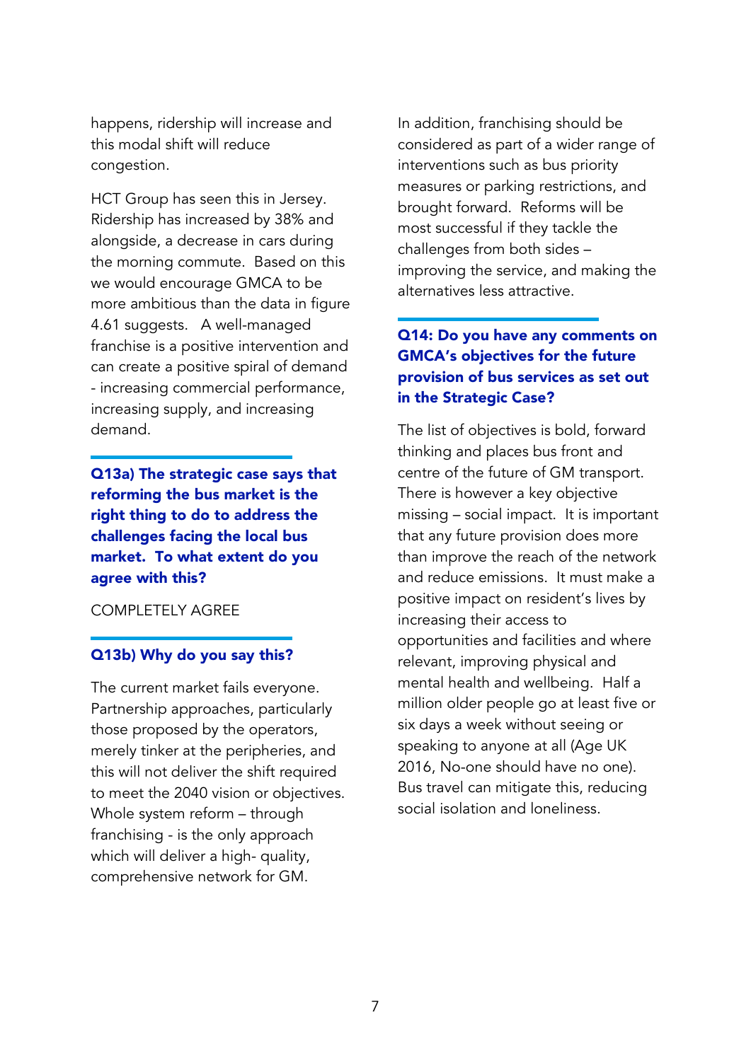happens, ridership will increase and this modal shift will reduce congestion.

HCT Group has seen this in Jersey. Ridership has increased by 38% and alongside, a decrease in cars during the morning commute. Based on this we would encourage GMCA to be more ambitious than the data in figure 4.61 suggests. A well-managed franchise is a positive intervention and can create a positive spiral of demand - increasing commercial performance, increasing supply, and increasing demand.

### Q13a) The strategic case says that reforming the bus market is the right thing to do to address the challenges facing the local bus market. To what extent do you agree with this?

COMPLETELY AGREE

### Q13b) Why do you say this?

The current market fails everyone. Partnership approaches, particularly those proposed by the operators, merely tinker at the peripheries, and this will not deliver the shift required to meet the 2040 vision or objectives. Whole system reform – through franchising - is the only approach which will deliver a high- quality, comprehensive network for GM.

In addition, franchising should be considered as part of a wider range of interventions such as bus priority measures or parking restrictions, and brought forward. Reforms will be most successful if they tackle the challenges from both sides – improving the service, and making the alternatives less attractive.

### Q14: Do you have any comments on GMCA's objectives for the future provision of bus services as set out in the Strategic Case?

The list of objectives is bold, forward thinking and places bus front and centre of the future of GM transport. There is however a key objective missing – social impact. It is important that any future provision does more than improve the reach of the network and reduce emissions. It must make a positive impact on resident's lives by increasing their access to opportunities and facilities and where relevant, improving physical and mental health and wellbeing. Half a million older people go at least five or six days a week without seeing or speaking to anyone at all (Age UK 2016, No-one should have no one). Bus travel can mitigate this, reducing social isolation and loneliness.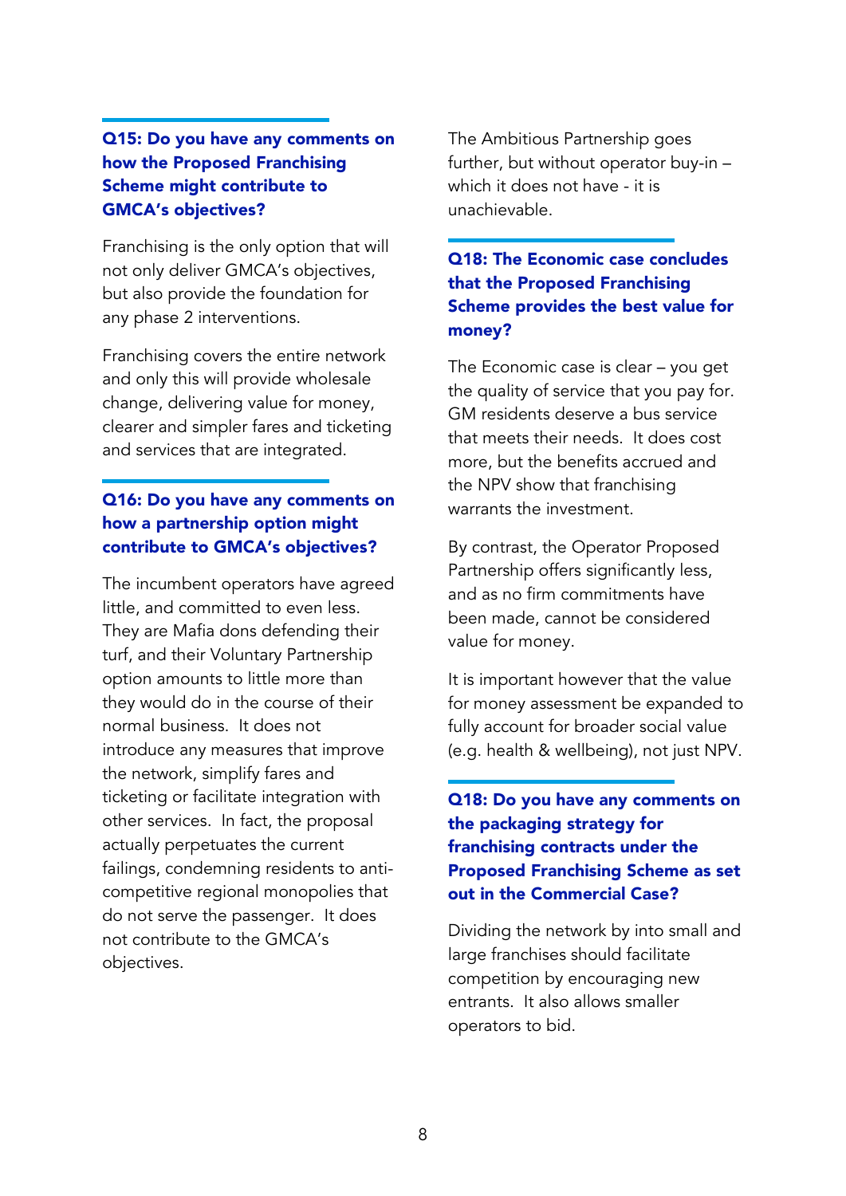## Q15: Do you have any comments on how the Proposed Franchising Scheme might contribute to GMCA's objectives?

Franchising is the only option that will not only deliver GMCA's objectives, but also provide the foundation for any phase 2 interventions.

Franchising covers the entire network and only this will provide wholesale change, delivering value for money, clearer and simpler fares and ticketing and services that are integrated.

## Q16: Do you have any comments on how a partnership option might contribute to GMCA's objectives?

The incumbent operators have agreed little, and committed to even less. They are Mafia dons defending their turf, and their Voluntary Partnership option amounts to little more than they would do in the course of their normal business. It does not introduce any measures that improve the network, simplify fares and ticketing or facilitate integration with other services. In fact, the proposal actually perpetuates the current failings, condemning residents to anti-competitive regional monopolies that do not serve the passenger. It does not contribute to the GMCA's objectives.

The Ambitious Partnership goes further, but without operator buy-in – which it does not have - it is unachievable.

## Q18: The Economic case concludes that the Proposed Franchising Scheme provides the best value for money?

The Economic case is clear – you get the quality of service that you pay for. GM residents deserve a bus service that meets their needs. It does cost more, but the benefits accrued and the NPV show that franchising warrants the investment.

By contrast, the Operator Proposed Partnership offers significantly less, and as no firm commitments have been made, cannot be considered value for money.

It is important however that the value for money assessment be expanded to fully account for broader social value (e.g. health & wellbeing), not just NPV.

## Q18: Do you have any comments on the packaging strategy for franchising contracts under the Proposed Franchising Scheme as set out in the Commercial Case?

Dividing the network by into small and large franchises should facilitate competition by encouraging new entrants. It also allows smaller operators to bid.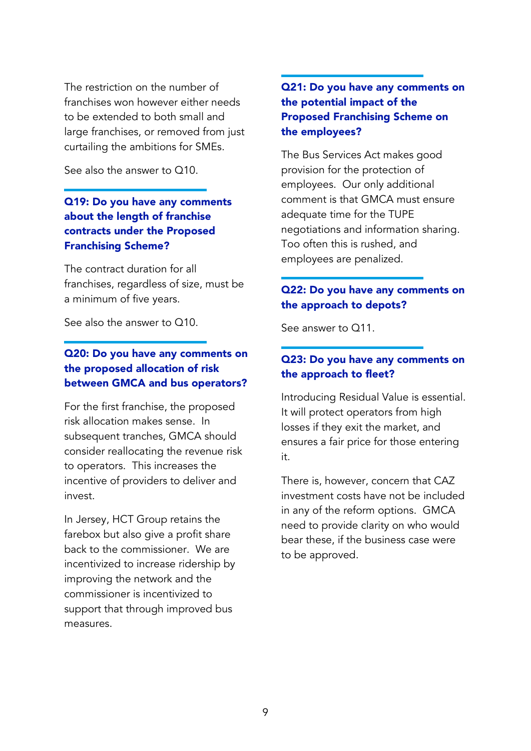The restriction on the number of franchises won however either needs to be extended to both small and large franchises, or removed from just curtailing the ambitions for SMEs.

See also the answer to Q10.

### Q19: Do you have any comments about the length of franchise contracts under the Proposed Franchising Scheme?

The contract duration for all franchises, regardless of size, must be a minimum of five years.

See also the answer to Q10.

### Q20: Do you have any comments on the proposed allocation of risk between GMCA and bus operators?

For the first franchise, the proposed risk allocation makes sense. In subsequent tranches, GMCA should consider reallocating the revenue risk to operators. This increases the incentive of providers to deliver and invest.

In Jersey, HCT Group retains the farebox but also give a profit share back to the commissioner. We are incentivized to increase ridership by improving the network and the commissioner is incentivized to support that through improved bus measures.

### Q21: Do you have any comments on the potential impact of the Proposed Franchising Scheme on the employees?

The Bus Services Act makes good provision for the protection of employees. Our only additional comment is that GMCA must ensure adequate time for the TUPE negotiations and information sharing. Too often this is rushed, and employees are penalized.

### Q22: Do you have any comments on the approach to depots?

See answer to Q11.

### Q23: Do you have any comments on the approach to fleet?

Introducing Residual Value is essential. It will protect operators from high losses if they exit the market, and ensures a fair price for those entering it.

There is, however, concern that CAZ investment costs have not be included in any of the reform options. GMCA need to provide clarity on who would bear these, if the business case were to be approved.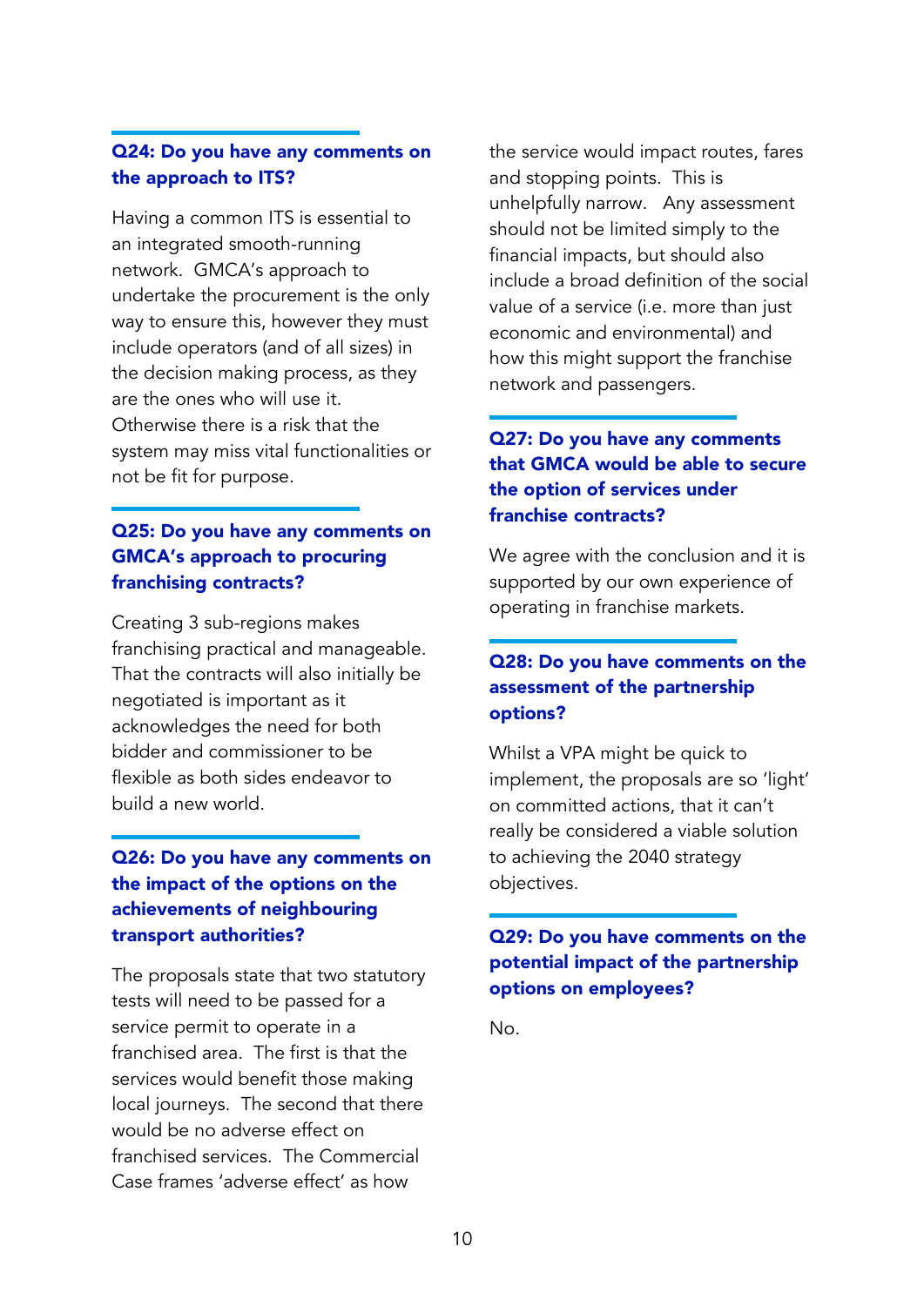### Q24: Do you have any comments on the approach to ITS?

Having a common ITS is essential to an integrated smooth-running network. GMCA's approach to undertake the procurement is the only way to ensure this, however they must include operators (and of all sizes) in the decision making process, as they are the ones who will use it. Otherwise there is a risk that the system may miss vital functionalities or not be fit for purpose.

### Q25: Do you have any comments on GMCA's approach to procuring franchising contracts?

Creating 3 sub-regions makes franchising practical and manageable. That the contracts will also initially be negotiated is important as it acknowledges the need for both bidder and commissioner to be flexible as both sides endeavor to build a new world.

### Q26: Do you have any comments on the impact of the options on the achievements of neighbouring transport authorities?

The proposals state that two statutory tests will need to be passed for a service permit to operate in a franchised area. The first is that the services would benefit those making local journeys. The second that there would be no adverse effect on franchised services. The Commercial Case frames 'adverse effect' as how the service would impact routes, fares and stopping points. This is unhelpfully narrow. Any assessment should not be limited simply to the financial impacts, but should also include a broad definition of the social value of a service (i.e. more than just economic and environmental) and how this might support the franchise network and passengers.

### Q27: Do you have any comments that GMCA would be able to secure the option of services under franchise contracts?

We agree with the conclusion and it is supported by our own experience of operating in franchise markets.

### Q28: Do you have comments on the assessment of the partnership options?

Whilst a VPA might be quick to implement, the proposals are so 'light' on committed actions, that it can't really be considered a viable solution to achieving the 2040 strategy objectives.

### Q29: Do you have comments on the potential impact of the partnership options on employees?

No.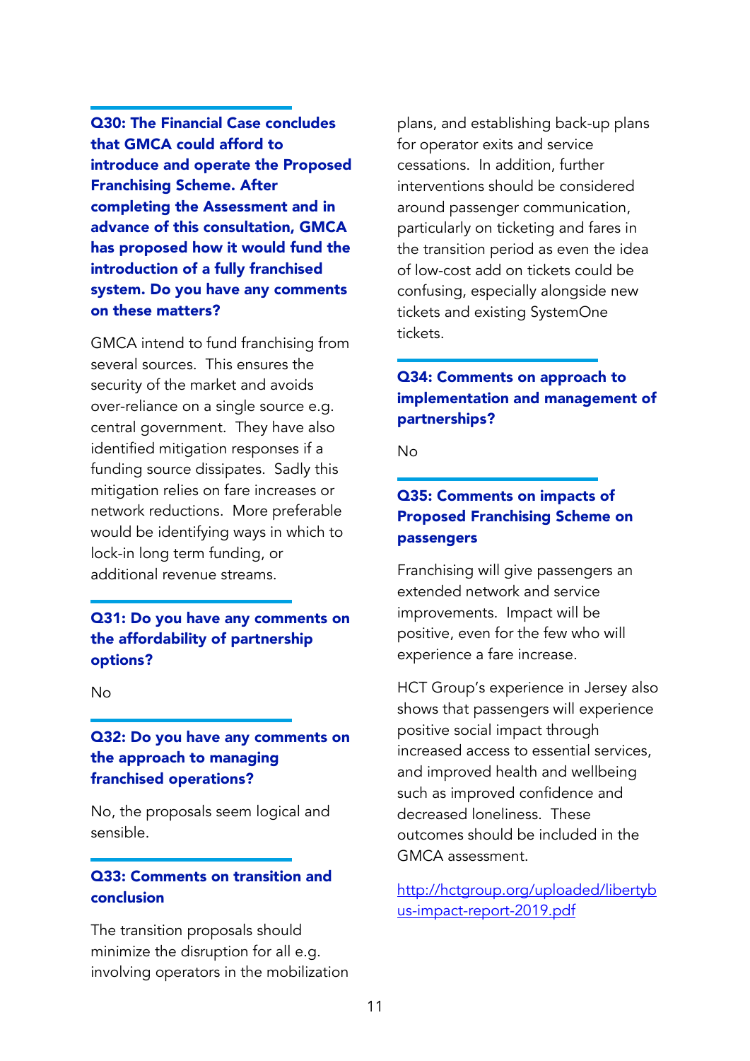### Q30: The Financial Case concludes that GMCA could afford to introduce and operate the Proposed Franchising Scheme. After completing the Assessment and in advance of this consultation, GMCA has proposed how it would fund the introduction of a fully franchised system. Do you have any comments on these matters?

GMCA intend to fund franchising from several sources. This ensures the security of the market and avoids over-reliance on a single source e.g. central government. They have also identified mitigation responses if a funding source dissipates. Sadly this mitigation relies on fare increases or network reductions. More preferable would be identifying ways in which to lock-in long term funding, or additional revenue streams.

### Q31: Do you have any comments on the affordability of partnership options?

No

### Q32: Do you have any comments on the approach to managing franchised operations?

No, the proposals seem logical and sensible.

### Q33: Comments on transition and conclusion

The transition proposals should minimize the disruption for all e.g. involving operators in the mobilization plans, and establishing back-up plans for operator exits and service cessations. In addition, further interventions should be considered around passenger communication, particularly on ticketing and fares in the transition period as even the idea of low-cost add on tickets could be confusing, especially alongside new tickets and existing SystemOne tickets.

### Q34: Comments on approach to implementation and management of partnerships?

No

### Q35: Comments on impacts of Proposed Franchising Scheme on passengers

Franchising will give passengers an extended network and service improvements. Impact will be positive, even for the few who will experience a fare increase.

HCT Group's experience in Jersey also shows that passengers will experience positive social impact through increased access to essential services, and improved health and wellbeing such as improved confidence and decreased loneliness. These outcomes should be included in the GMCA assessment.

[http://hctgroup.org/uploaded/libertybus-impact-report-2019.pdf](http://hctgroup.org/uploaded/libertybus-impact-report-2019.pdf)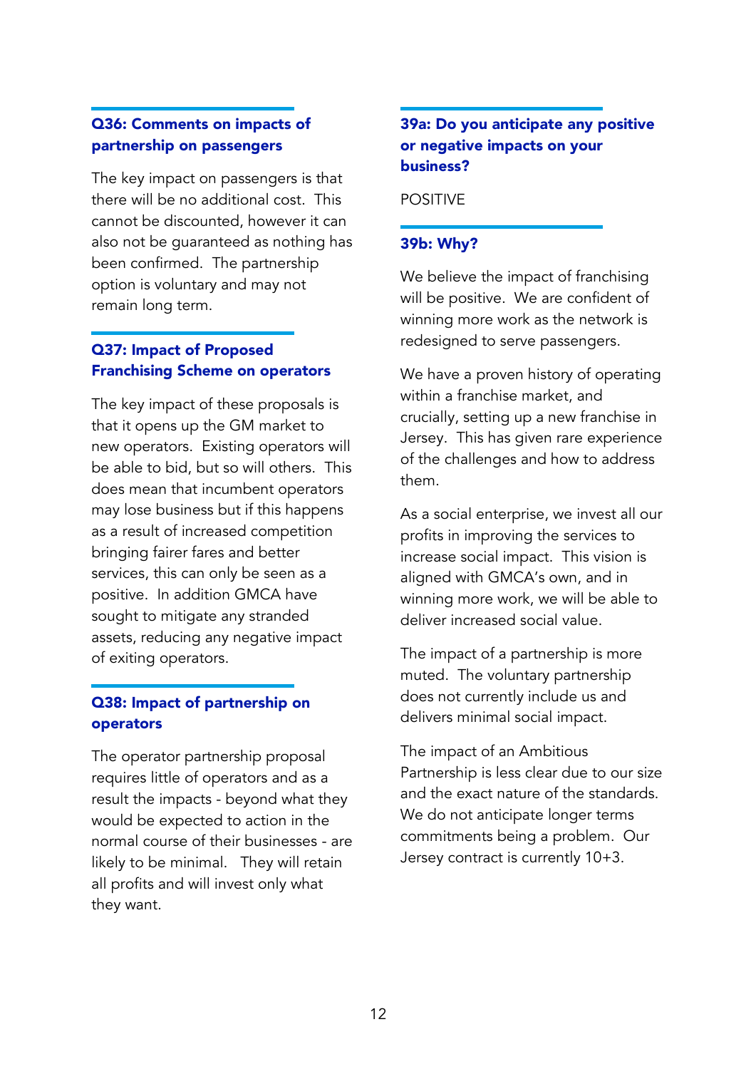### Q36: Comments on impacts of partnership on passengers

The key impact on passengers is that there will be no additional cost. This cannot be discounted, however it can also not be guaranteed as nothing has been confirmed. The partnership option is voluntary and may not remain long term.

### Q37: Impact of Proposed Franchising Scheme on operators

The key impact of these proposals is that it opens up the GM market to new operators. Existing operators will be able to bid, but so will others. This does mean that incumbent operators may lose business but if this happens as a result of increased competition bringing fairer fares and better services, this can only be seen as a positive. In addition GMCA have sought to mitigate any stranded assets, reducing any negative impact of exiting operators.

### Q38: Impact of partnership on operators

The operator partnership proposal requires little of operators and as a result the impacts - beyond what they would be expected to action in the normal course of their businesses - are likely to be minimal. They will retain all profits and will invest only what they want.

### 39a: Do you anticipate any positive or negative impacts on your business?

POSITIVE

### 39b: Why?

We believe the impact of franchising will be positive. We are confident of winning more work as the network is redesigned to serve passengers.

We have a proven history of operating within a franchise market, and crucially, setting up a new franchise in Jersey. This has given rare experience of the challenges and how to address them.

As a social enterprise, we invest all our profits in improving the services to increase social impact. This vision is aligned with GMCA's own, and in winning more work, we will be able to deliver increased social value.

The impact of a partnership is more muted. The voluntary partnership does not currently include us and delivers minimal social impact.

The impact of an Ambitious Partnership is less clear due to our size and the exact nature of the standards. We do not anticipate longer terms commitments being a problem. Our Jersey contract is currently 10+3.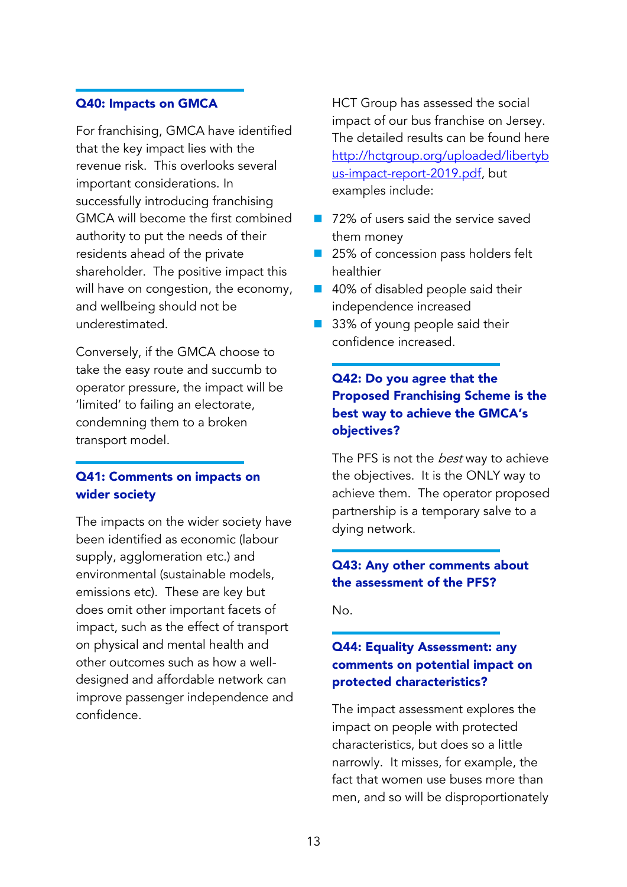### Q40: Impacts on GMCA

For franchising, GMCA have identified that the key impact lies with the revenue risk. This overlooks several important considerations. In successfully introducing franchising GMCA will become the first combined authority to put the needs of their residents ahead of the private shareholder. The positive impact this will have on congestion, the economy, and wellbeing should not be underestimated.

Conversely, if the GMCA choose to take the easy route and succumb to operator pressure, the impact will be 'limited' to failing an electorate, condemning them to a broken transport model.

### Q41: Comments on impacts on wider society

The impacts on the wider society have been identified as economic (labour supply, agglomeration etc.) and environmental (sustainable models, emissions etc). These are key but does omit other important facets of impact, such as the effect of transport on physical and mental health and other outcomes such as how a well-designed and affordable network can improve passenger independence and confidence.

HCT Group has assessed the social impact of our bus franchise on Jersey. The detailed results can be found here [http://hctgroup.org/uploaded/libertybus-impact-report-2019.pdf](http://hctgroup.org/uploaded/libertybus-impact-report-2019.pdf), but examples include:

- 72% of users said the service saved them money
- 25% of concession pass holders felt healthier
- 40% of disabled people said their independence increased
- 33% of young people said their confidence increased.

### Q42: Do you agree that the Proposed Franchising Scheme is the best way to achieve the GMCA's objectives?

The PFS is not the *best* way to achieve the objectives. It is the ONLY way to achieve them. The operator proposed partnership is a temporary salve to a dying network.

### Q43: Any other comments about the assessment of the PFS?

No.

### Q44: Equality Assessment: any comments on potential impact on protected characteristics?

The impact assessment explores the impact on people with protected characteristics, but does so a little narrowly. It misses, for example, the fact that women use buses more than men, and so will be disproportionately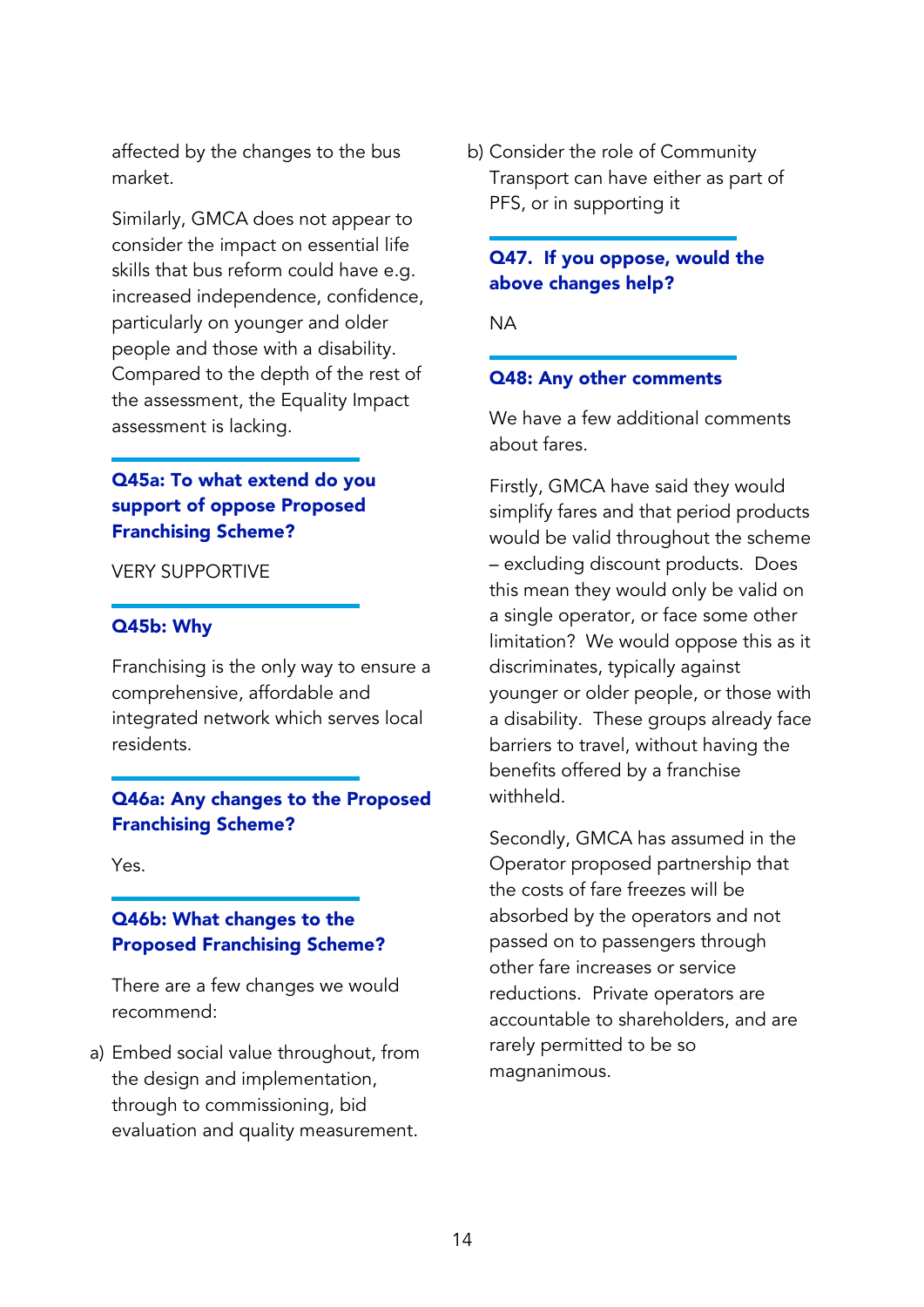affected by the changes to the bus market.

Similarly, GMCA does not appear to consider the impact on essential life skills that bus reform could have e.g. increased independence, confidence, particularly on younger and older people and those with a disability. Compared to the depth of the rest of the assessment, the Equality Impact assessment is lacking.

### Q45a: To what extend do you support of oppose Proposed Franchising Scheme?

VERY SUPPORTIVE

### Q45b: Why

Franchising is the only way to ensure a comprehensive, affordable and integrated network which serves local residents.

### Q46a: Any changes to the Proposed Franchising Scheme?

Yes.

### Q46b: What changes to the Proposed Franchising Scheme?

There are a few changes we would recommend:

a) Embed social value throughout, from the design and implementation, through to commissioning, bid evaluation and quality measurement.

b) Consider the role of Community Transport can have either as part of PFS, or in supporting it

### Q47. If you oppose, would the above changes help?

NA

### Q48: Any other comments

We have a few additional comments about fares.

Firstly, GMCA have said they would simplify fares and that period products would be valid throughout the scheme – excluding discount products. Does this mean they would only be valid on a single operator, or face some other limitation? We would oppose this as it discriminates, typically against younger or older people, or those with a disability. These groups already face barriers to travel, without having the benefits offered by a franchise withheld.

Secondly, GMCA has assumed in the Operator proposed partnership that the costs of fare freezes will be absorbed by the operators and not passed on to passengers through other fare increases or service reductions. Private operators are accountable to shareholders, and are rarely permitted to be so magnanimous.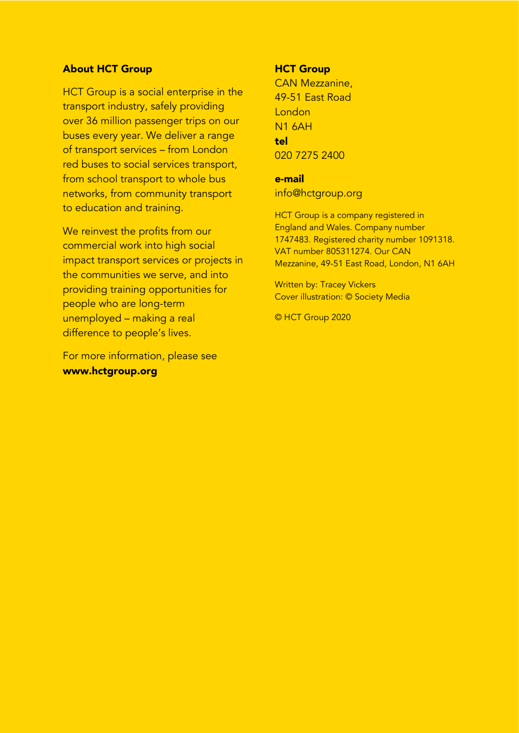**About HCT Group**

HCT Group is a social enterprise in the transport industry, safely providing over 36 million passenger trips on our buses every year. We deliver a range of transport services – from London red buses to social services transport, from school transport to whole bus networks, from community transport to education and training.

We reinvest the profits from our commercial work into high social impact transport services or projects in the communities we serve, and into providing training opportunities for people who are long-term unemployed – making a real difference to people's lives.

For more information, please see **www.hctgroup.org**

**HCT Group**
CAN Mezzanine,
49-51 East Road
London
N1 6AH
**tel**
020 7275 2400

**e-mail**
info@hctgroup.org

HCT Group is a company registered in England and Wales. Company number 1747483. Registered charity number 1091318. VAT number 805311274. Our CAN Mezzanine, 49-51 East Road, London, N1 6AH

Written by: Tracey Vickers
Cover illustration: © Society Media

© HCT Group 2020